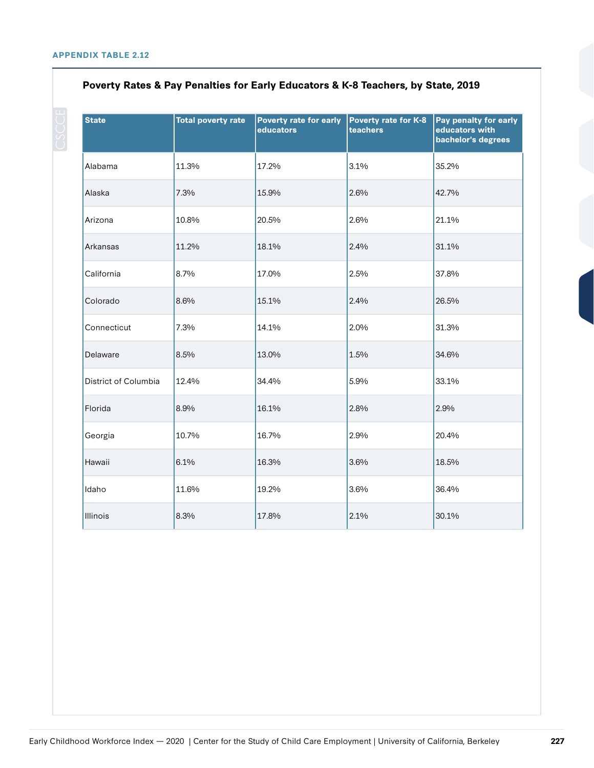**APPENDIX TABLE 2.12**

### Poverty Rates & Pay Penalties for Early Educators & K-8 Teachers, by State, 2019

| State | Total poverty rate | Poverty rate for early educators | Poverty rate for K-8 teachers | Pay penalty for early educators with bachelor's degrees |
|---|---|---|---|---|
| Alabama | 11.3% | 17.2% | 3.1% | 35.2% |
| Alaska | 7.3% | 15.9% | 2.6% | 42.7% |
| Arizona | 10.8% | 20.5% | 2.6% | 21.1% |
| Arkansas | 11.2% | 18.1% | 2.4% | 31.1% |
| California | 8.7% | 17.0% | 2.5% | 37.8% |
| Colorado | 8.6% | 15.1% | 2.4% | 26.5% |
| Connecticut | 7.3% | 14.1% | 2.0% | 31.3% |
| Delaware | 8.5% | 13.0% | 1.5% | 34.6% |
| District of Columbia | 12.4% | 34.4% | 5.9% | 33.1% |
| Florida | 8.9% | 16.1% | 2.8% | 2.9% |
| Georgia | 10.7% | 16.7% | 2.9% | 20.4% |
| Hawaii | 6.1% | 16.3% | 3.6% | 18.5% |
| Idaho | 11.6% | 19.2% | 3.6% | 36.4% |
| Illinois | 8.3% | 17.8% | 2.1% | 30.1% |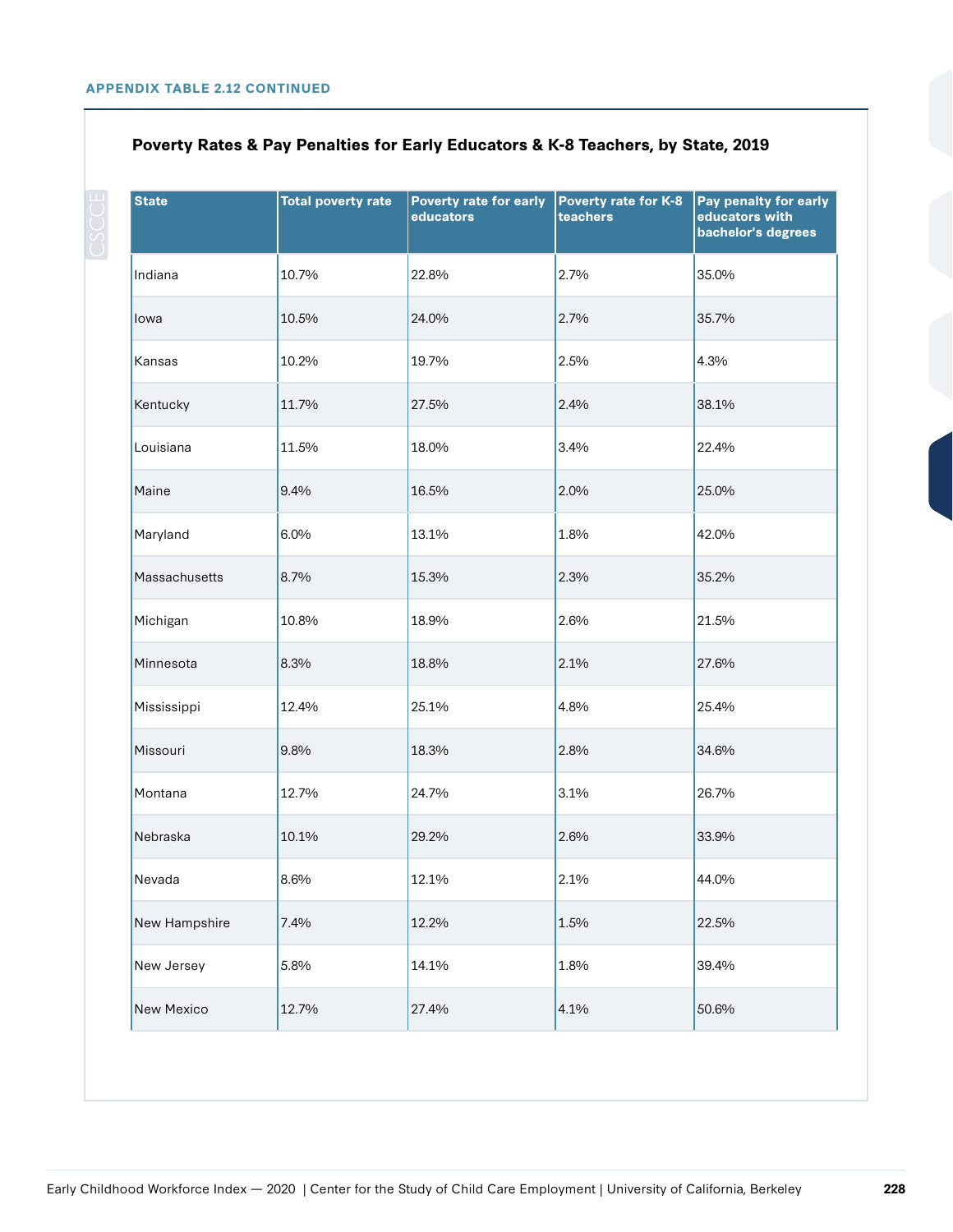APPENDIX TABLE 2.12 CONTINUED

### Poverty Rates & Pay Penalties for Early Educators & K-8 Teachers, by State, 2019

| State | Total poverty rate | Poverty rate for early educators | Poverty rate for K-8 teachers | Pay penalty for early educators with bachelor's degrees |
|---|---|---|---|---|
| Indiana | 10.7% | 22.8% | 2.7% | 35.0% |
| Iowa | 10.5% | 24.0% | 2.7% | 35.7% |
| Kansas | 10.2% | 19.7% | 2.5% | 4.3% |
| Kentucky | 11.7% | 27.5% | 2.4% | 38.1% |
| Louisiana | 11.5% | 18.0% | 3.4% | 22.4% |
| Maine | 9.4% | 16.5% | 2.0% | 25.0% |
| Maryland | 6.0% | 13.1% | 1.8% | 42.0% |
| Massachusetts | 8.7% | 15.3% | 2.3% | 35.2% |
| Michigan | 10.8% | 18.9% | 2.6% | 21.5% |
| Minnesota | 8.3% | 18.8% | 2.1% | 27.6% |
| Mississippi | 12.4% | 25.1% | 4.8% | 25.4% |
| Missouri | 9.8% | 18.3% | 2.8% | 34.6% |
| Montana | 12.7% | 24.7% | 3.1% | 26.7% |
| Nebraska | 10.1% | 29.2% | 2.6% | 33.9% |
| Nevada | 8.6% | 12.1% | 2.1% | 44.0% |
| New Hampshire | 7.4% | 12.2% | 1.5% | 22.5% |
| New Jersey | 5.8% | 14.1% | 1.8% | 39.4% |
| New Mexico | 12.7% | 27.4% | 4.1% | 50.6% |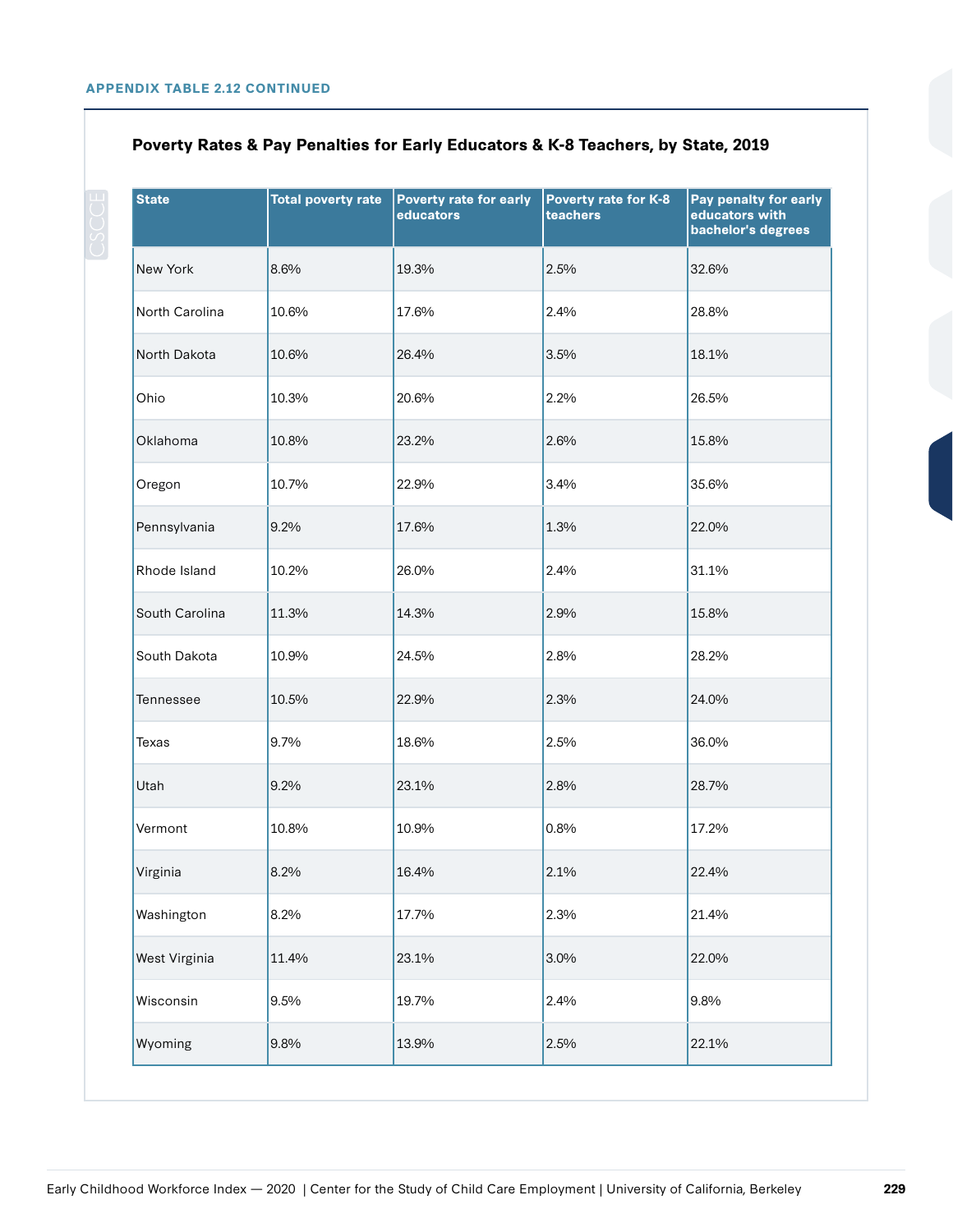APPENDIX TABLE 2.12 CONTINUED

### Poverty Rates & Pay Penalties for Early Educators & K-8 Teachers, by State, 2019

| State | Total poverty rate | Poverty rate for early educators | Poverty rate for K-8 teachers | Pay penalty for early educators with bachelor's degrees |
|---|---|---|---|---|
| New York | 8.6% | 19.3% | 2.5% | 32.6% |
| North Carolina | 10.6% | 17.6% | 2.4% | 28.8% |
| North Dakota | 10.6% | 26.4% | 3.5% | 18.1% |
| Ohio | 10.3% | 20.6% | 2.2% | 26.5% |
| Oklahoma | 10.8% | 23.2% | 2.6% | 15.8% |
| Oregon | 10.7% | 22.9% | 3.4% | 35.6% |
| Pennsylvania | 9.2% | 17.6% | 1.3% | 22.0% |
| Rhode Island | 10.2% | 26.0% | 2.4% | 31.1% |
| South Carolina | 11.3% | 14.3% | 2.9% | 15.8% |
| South Dakota | 10.9% | 24.5% | 2.8% | 28.2% |
| Tennessee | 10.5% | 22.9% | 2.3% | 24.0% |
| Texas | 9.7% | 18.6% | 2.5% | 36.0% |
| Utah | 9.2% | 23.1% | 2.8% | 28.7% |
| Vermont | 10.8% | 10.9% | 0.8% | 17.2% |
| Virginia | 8.2% | 16.4% | 2.1% | 22.4% |
| Washington | 8.2% | 17.7% | 2.3% | 21.4% |
| West Virginia | 11.4% | 23.1% | 3.0% | 22.0% |
| Wisconsin | 9.5% | 19.7% | 2.4% | 9.8% |
| Wyoming | 9.8% | 13.9% | 2.5% | 22.1% |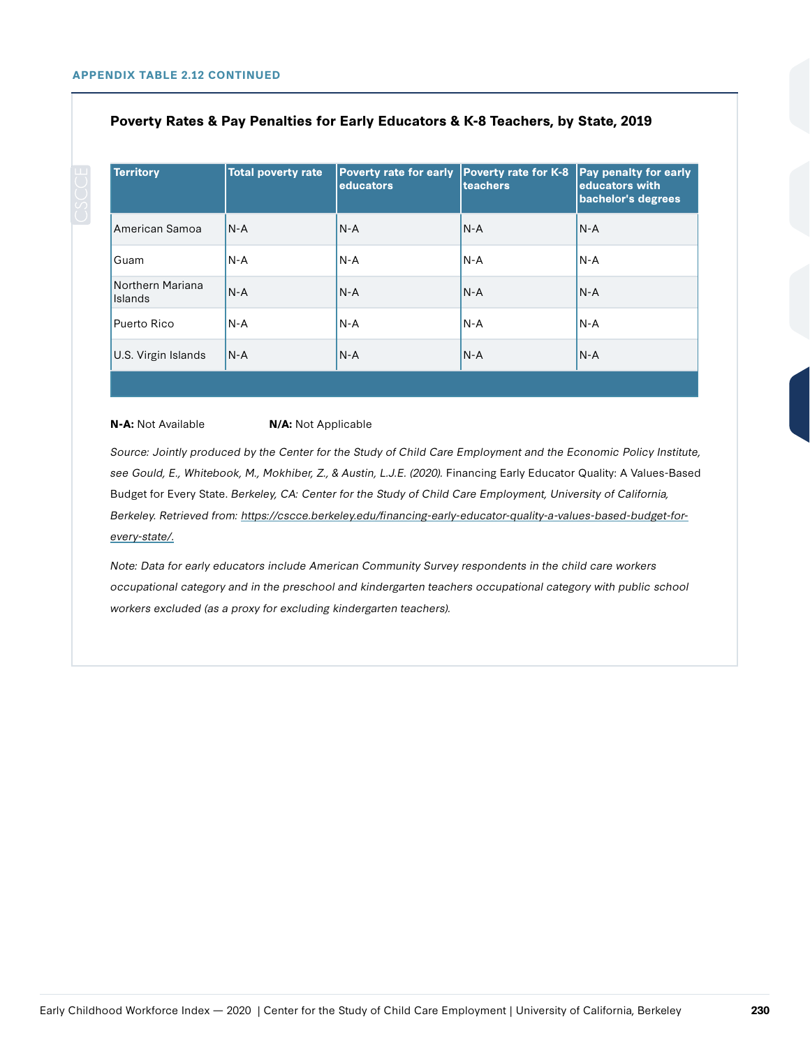APPENDIX TABLE 2.12 CONTINUED

### Poverty Rates & Pay Penalties for Early Educators & K-8 Teachers, by State, 2019

| Territory | Total poverty rate | Poverty rate for early educators | Poverty rate for K-8 teachers | Pay penalty for early educators with bachelor's degrees |
|---|---|---|---|---|
| American Samoa | N-A | N-A | N-A | N-A |
| Guam | N-A | N-A | N-A | N-A |
| Northern Mariana Islands | N-A | N-A | N-A | N-A |
| Puerto Rico | N-A | N-A | N-A | N-A |
| U.S. Virgin Islands | N-A | N-A | N-A | N-A |

**N-A:** Not Available **N/A:** Not Applicable

*Source: Jointly produced by the Center for the Study of Child Care Employment and the Economic Policy Institute, see Gould, E., Whitebook, M., Mokhiber, Z., & Austin, L.J.E. (2020).* Financing Early Educator Quality: A Values-Based Budget for Every State. *Berkeley, CA: Center for the Study of Child Care Employment, University of California, Berkeley. Retrieved from: https://cscce.berkeley.edu/financing-early-educator-quality-a-values-based-budget-for-every-state/.*

*Note: Data for early educators include American Community Survey respondents in the child care workers occupational category and in the preschool and kindergarten teachers occupational category with public school workers excluded (as a proxy for excluding kindergarten teachers).*